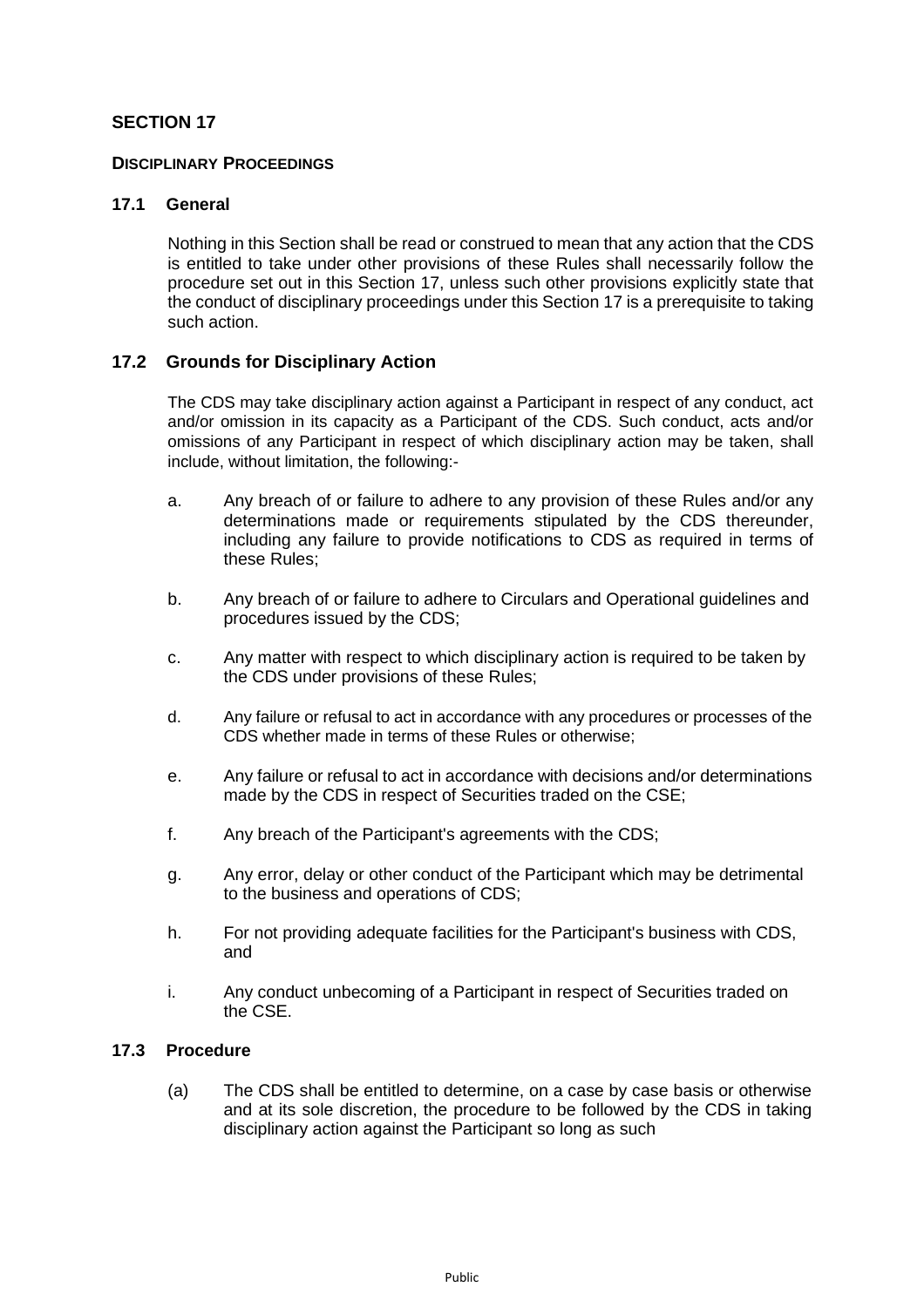## SECTION 17

### DISCIPLINARY PROCEEDINGS

### 17.1 General

Nothing in this Section shall be read or construed to mean that any action that the CDS is entitled to take under other provisions of these Rules shall necessarily follow the procedure set out in this Section 17, unless such other provisions explicitly state that the conduct of disciplinary proceedings under this Section 17 is a prerequisite to taking such action.

### 17.2 Grounds for Disciplinary Action

The CDS may take disciplinary action against a Participant in respect of any conduct, act and/or omission in its capacity as a Participant of the CDS. Such conduct, acts and/or omissions of any Participant in respect of which disciplinary action may be taken, shall include, without limitation, the following:-

a. Any breach of or failure to adhere to any provision of these Rules and/or any determinations made or requirements stipulated by the CDS thereunder, including any failure to provide notifications to CDS as required in terms of these Rules;

b. Any breach of or failure to adhere to Circulars and Operational guidelines and procedures issued by the CDS;

c. Any matter with respect to which disciplinary action is required to be taken by the CDS under provisions of these Rules;

d. Any failure or refusal to act in accordance with any procedures or processes of the CDS whether made in terms of these Rules or otherwise;

e. Any failure or refusal to act in accordance with decisions and/or determinations made by the CDS in respect of Securities traded on the CSE;

f. Any breach of the Participant's agreements with the CDS;

g. Any error, delay or other conduct of the Participant which may be detrimental to the business and operations of CDS;

h. For not providing adequate facilities for the Participant's business with CDS, and

i. Any conduct unbecoming of a Participant in respect of Securities traded on the CSE.

### 17.3 Procedure

(a) The CDS shall be entitled to determine, on a case by case basis or otherwise and at its sole discretion, the procedure to be followed by the CDS in taking disciplinary action against the Participant so long as such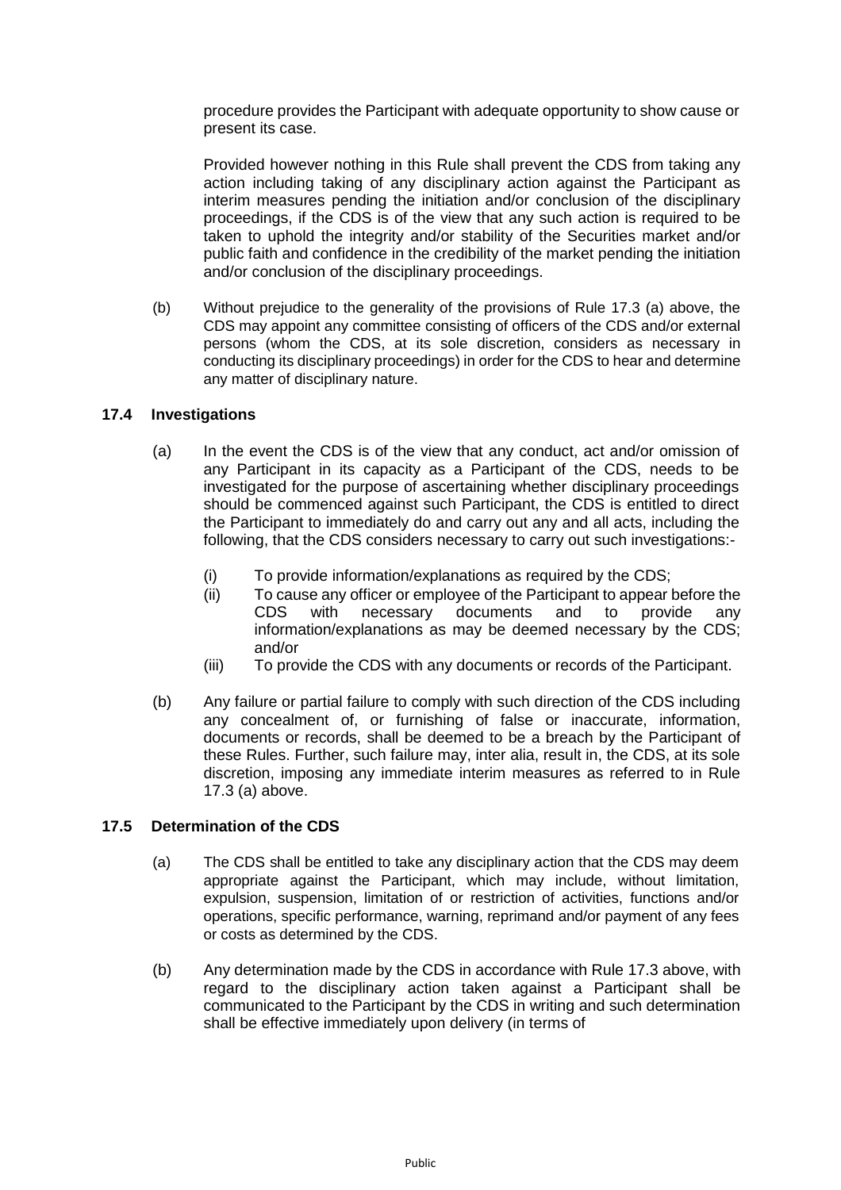procedure provides the Participant with adequate opportunity to show cause or present its case.

Provided however nothing in this Rule shall prevent the CDS from taking any action including taking of any disciplinary action against the Participant as interim measures pending the initiation and/or conclusion of the disciplinary proceedings, if the CDS is of the view that any such action is required to be taken to uphold the integrity and/or stability of the Securities market and/or public faith and confidence in the credibility of the market pending the initiation and/or conclusion of the disciplinary proceedings.

(b) Without prejudice to the generality of the provisions of Rule 17.3 (a) above, the CDS may appoint any committee consisting of officers of the CDS and/or external persons (whom the CDS, at its sole discretion, considers as necessary in conducting its disciplinary proceedings) in order for the CDS to hear and determine any matter of disciplinary nature.

**17.4 Investigations**

(a) In the event the CDS is of the view that any conduct, act and/or omission of any Participant in its capacity as a Participant of the CDS, needs to be investigated for the purpose of ascertaining whether disciplinary proceedings should be commenced against such Participant, the CDS is entitled to direct the Participant to immediately do and carry out any and all acts, including the following, that the CDS considers necessary to carry out such investigations:-

(i) To provide information/explanations as required by the CDS;
(ii) To cause any officer or employee of the Participant to appear before the CDS with necessary documents and to provide any information/explanations as may be deemed necessary by the CDS; and/or
(iii) To provide the CDS with any documents or records of the Participant.

(b) Any failure or partial failure to comply with such direction of the CDS including any concealment of, or furnishing of false or inaccurate, information, documents or records, shall be deemed to be a breach by the Participant of these Rules. Further, such failure may, inter alia, result in, the CDS, at its sole discretion, imposing any immediate interim measures as referred to in Rule 17.3 (a) above.

**17.5 Determination of the CDS**

(a) The CDS shall be entitled to take any disciplinary action that the CDS may deem appropriate against the Participant, which may include, without limitation, expulsion, suspension, limitation of or restriction of activities, functions and/or operations, specific performance, warning, reprimand and/or payment of any fees or costs as determined by the CDS.

(b) Any determination made by the CDS in accordance with Rule 17.3 above, with regard to the disciplinary action taken against a Participant shall be communicated to the Participant by the CDS in writing and such determination shall be effective immediately upon delivery (in terms of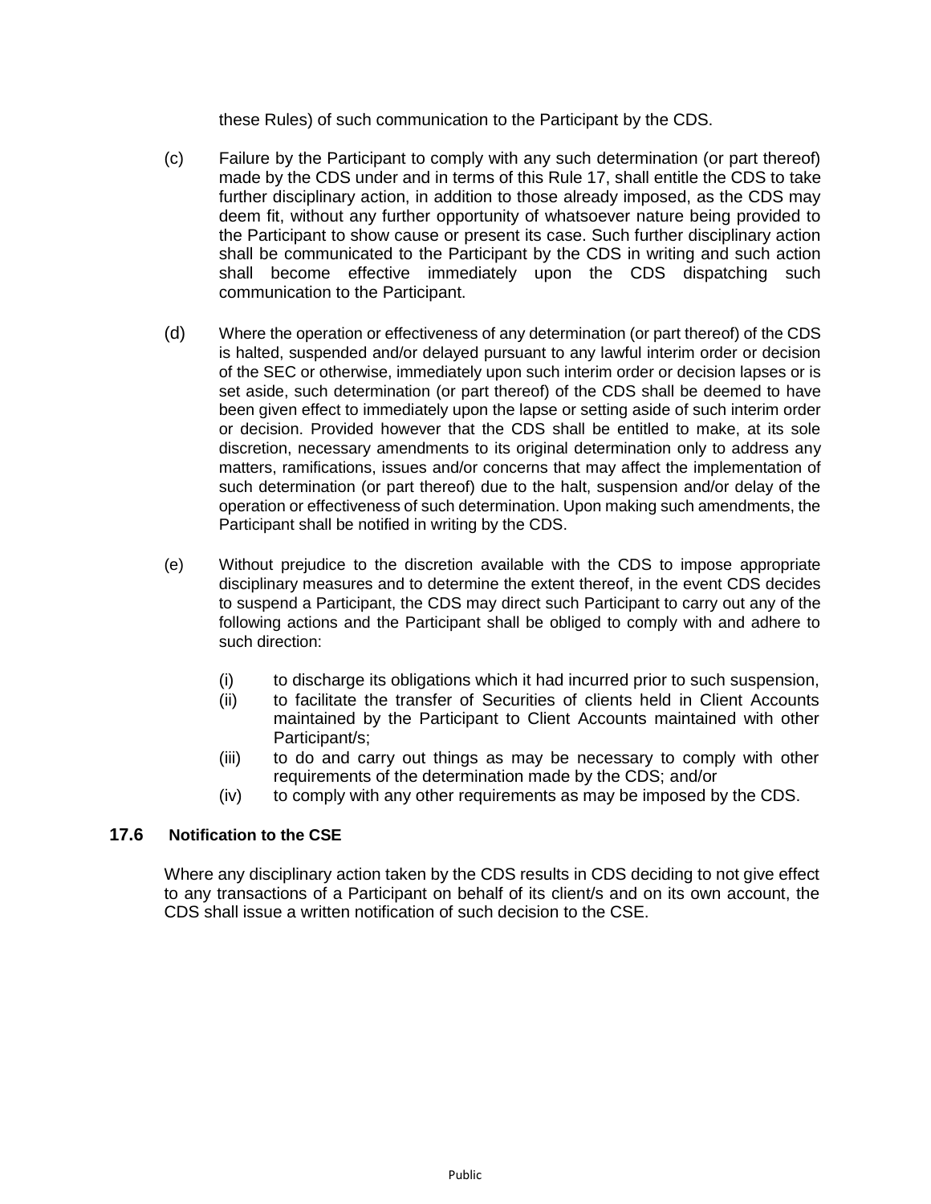these Rules) of such communication to the Participant by the CDS.

(c) Failure by the Participant to comply with any such determination (or part thereof) made by the CDS under and in terms of this Rule 17, shall entitle the CDS to take further disciplinary action, in addition to those already imposed, as the CDS may deem fit, without any further opportunity of whatsoever nature being provided to the Participant to show cause or present its case. Such further disciplinary action shall be communicated to the Participant by the CDS in writing and such action shall become effective immediately upon the CDS dispatching such communication to the Participant.

(d) Where the operation or effectiveness of any determination (or part thereof) of the CDS is halted, suspended and/or delayed pursuant to any lawful interim order or decision of the SEC or otherwise, immediately upon such interim order or decision lapses or is set aside, such determination (or part thereof) of the CDS shall be deemed to have been given effect to immediately upon the lapse or setting aside of such interim order or decision. Provided however that the CDS shall be entitled to make, at its sole discretion, necessary amendments to its original determination only to address any matters, ramifications, issues and/or concerns that may affect the implementation of such determination (or part thereof) due to the halt, suspension and/or delay of the operation or effectiveness of such determination. Upon making such amendments, the Participant shall be notified in writing by the CDS.

(e) Without prejudice to the discretion available with the CDS to impose appropriate disciplinary measures and to determine the extent thereof, in the event CDS decides to suspend a Participant, the CDS may direct such Participant to carry out any of the following actions and the Participant shall be obliged to comply with and adhere to such direction:

(i) to discharge its obligations which it had incurred prior to such suspension,
(ii) to facilitate the transfer of Securities of clients held in Client Accounts maintained by the Participant to Client Accounts maintained with other Participant/s;
(iii) to do and carry out things as may be necessary to comply with other requirements of the determination made by the CDS; and/or
(iv) to comply with any other requirements as may be imposed by the CDS.

### 17.6 Notification to the CSE

Where any disciplinary action taken by the CDS results in CDS deciding to not give effect to any transactions of a Participant on behalf of its client/s and on its own account, the CDS shall issue a written notification of such decision to the CSE.